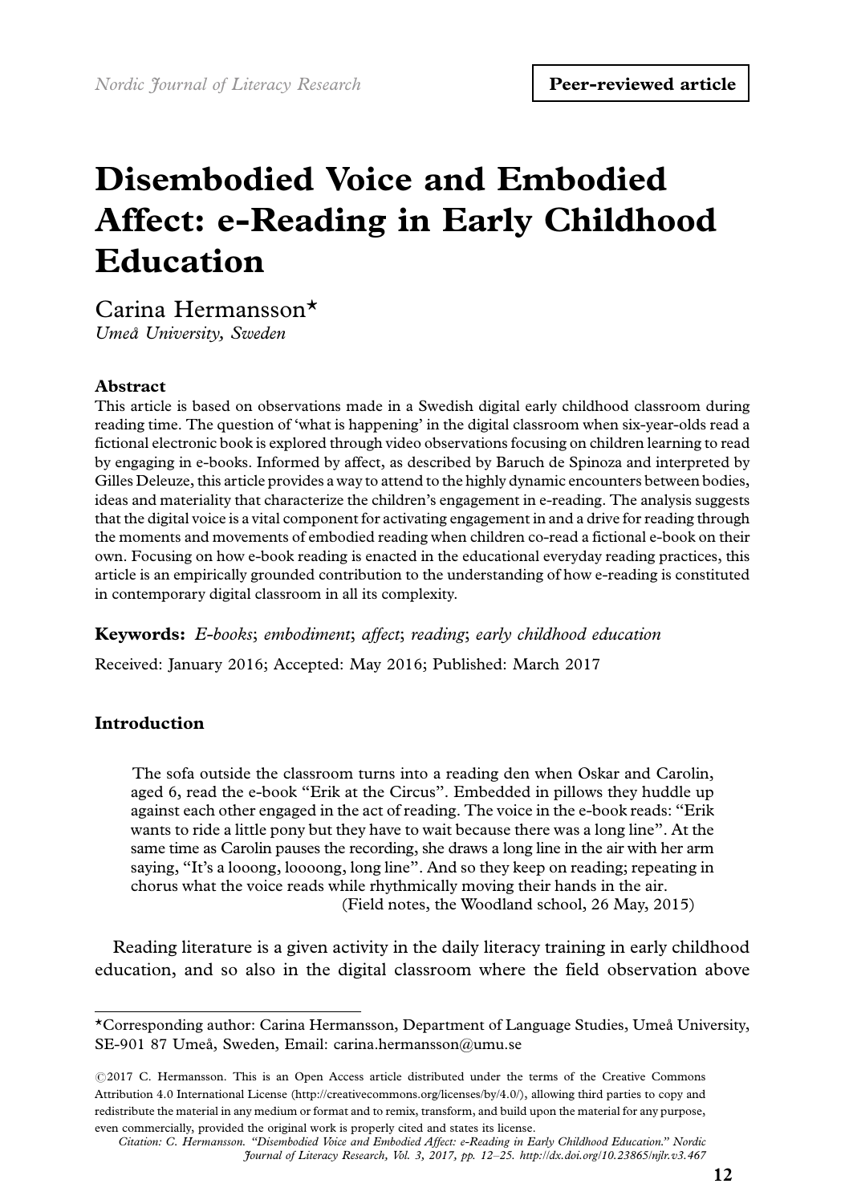# Disembodied Voice and Embodied Affect: e-Reading in Early Childhood Education

Carina Hermansson*

*Umeå University, Sweden*

### Abstract

This article is based on observations made in a Swedish digital early childhood classroom during reading time. The question of 'what is happening' in the digital classroom when six-year-olds read a fictional electronic book is explored through video observations focusing on children learning to read by engaging in e-books. Informed by affect, as described by Baruch de Spinoza and interpreted by Gilles Deleuze, this article provides a way to attend to the highly dynamic encounters between bodies, ideas and materiality that characterize the children's engagement in e-reading. The analysis suggests that the digital voice is a vital component for activating engagement in and a drive for reading through the moments and movements of embodied reading when children co-read a fictional e-book on their own. Focusing on how e-book reading is enacted in the educational everyday reading practices, this article is an empirically grounded contribution to the understanding of how e-reading is constituted in contemporary digital classroom in all its complexity.

**Keywords:** *E-books*; *embodiment*; *affect*; *reading*; *early childhood education*

Received: January 2016; Accepted: May 2016; Published: March 2017

### Introduction

> The sofa outside the classroom turns into a reading den when Oskar and Carolin, aged 6, read the e-book "Erik at the Circus". Embedded in pillows they huddle up against each other engaged in the act of reading. The voice in the e-book reads: "Erik wants to ride a little pony but they have to wait because there was a long line". At the same time as Carolin pauses the recording, she draws a long line in the air with her arm saying, "It's a looong, loooong, long line". And so they keep on reading; repeating in chorus what the voice reads while rhythmically moving their hands in the air.
>
> (Field notes, the Woodland school, 26 May, 2015)

Reading literature is a given activity in the daily literacy training in early childhood education, and so also in the digital classroom where the field observation above

---

*Corresponding author: Carina Hermansson, Department of Language Studies, Umeå University, SE-901 87 Umeå, Sweden, Email: carina.hermansson@umu.se

©2017 C. Hermansson. This is an Open Access article distributed under the terms of the Creative Commons Attribution 4.0 International License (http://creativecommons.org/licenses/by/4.0/), allowing third parties to copy and redistribute the material in any medium or format and to remix, transform, and build upon the material for any purpose, even commercially, provided the original work is properly cited and states its license.

*Citation: C. Hermansson. "Disembodied Voice and Embodied Affect: e-Reading in Early Childhood Education." Nordic Journal of Literacy Research, Vol. 3, 2017, pp. 12–25. http://dx.doi.org/10.23865/njlr.v3.467*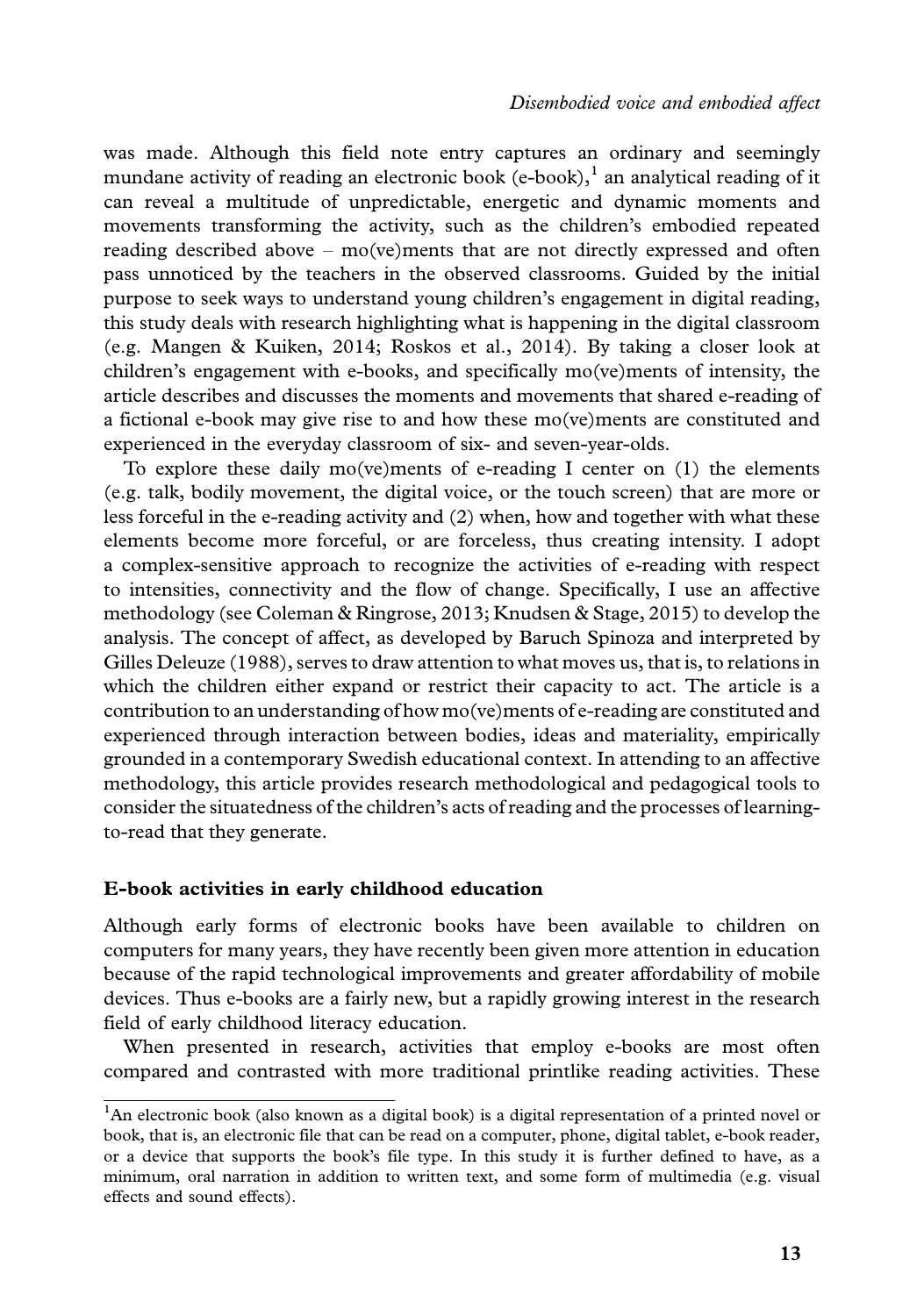was made. Although this field note entry captures an ordinary and seemingly mundane activity of reading an electronic book (e-book),[1] an analytical reading of it can reveal a multitude of unpredictable, energetic and dynamic moments and movements transforming the activity, such as the children's embodied repeated reading described above – mo(ve)ments that are not directly expressed and often pass unnoticed by the teachers in the observed classrooms. Guided by the initial purpose to seek ways to understand young children's engagement in digital reading, this study deals with research highlighting what is happening in the digital classroom (e.g. Mangen & Kuiken, 2014; Roskos et al., 2014). By taking a closer look at children's engagement with e-books, and specifically mo(ve)ments of intensity, the article describes and discusses the moments and movements that shared e-reading of a fictional e-book may give rise to and how these mo(ve)ments are constituted and experienced in the everyday classroom of six- and seven-year-olds.

To explore these daily mo(ve)ments of e-reading I center on (1) the elements (e.g. talk, bodily movement, the digital voice, or the touch screen) that are more or less forceful in the e-reading activity and (2) when, how and together with what these elements become more forceful, or are forceless, thus creating intensity. I adopt a complex-sensitive approach to recognize the activities of e-reading with respect to intensities, connectivity and the flow of change. Specifically, I use an affective methodology (see Coleman & Ringrose, 2013; Knudsen & Stage, 2015) to develop the analysis. The concept of affect, as developed by Baruch Spinoza and interpreted by Gilles Deleuze (1988), serves to draw attention to what moves us, that is, to relations in which the children either expand or restrict their capacity to act. The article is a contribution to an understanding of how mo(ve)ments of e-reading are constituted and experienced through interaction between bodies, ideas and materiality, empirically grounded in a contemporary Swedish educational context. In attending to an affective methodology, this article provides research methodological and pedagogical tools to consider the situatedness of the children's acts of reading and the processes of learning-to-read that they generate.

## E-book activities in early childhood education

Although early forms of electronic books have been available to children on computers for many years, they have recently been given more attention in education because of the rapid technological improvements and greater affordability of mobile devices. Thus e-books are a fairly new, but a rapidly growing interest in the research field of early childhood literacy education.

When presented in research, activities that employ e-books are most often compared and contrasted with more traditional printlike reading activities. These

[1] An electronic book (also known as a digital book) is a digital representation of a printed novel or book, that is, an electronic file that can be read on a computer, phone, digital tablet, e-book reader, or a device that supports the book's file type. In this study it is further defined to have, as a minimum, oral narration in addition to written text, and some form of multimedia (e.g. visual effects and sound effects).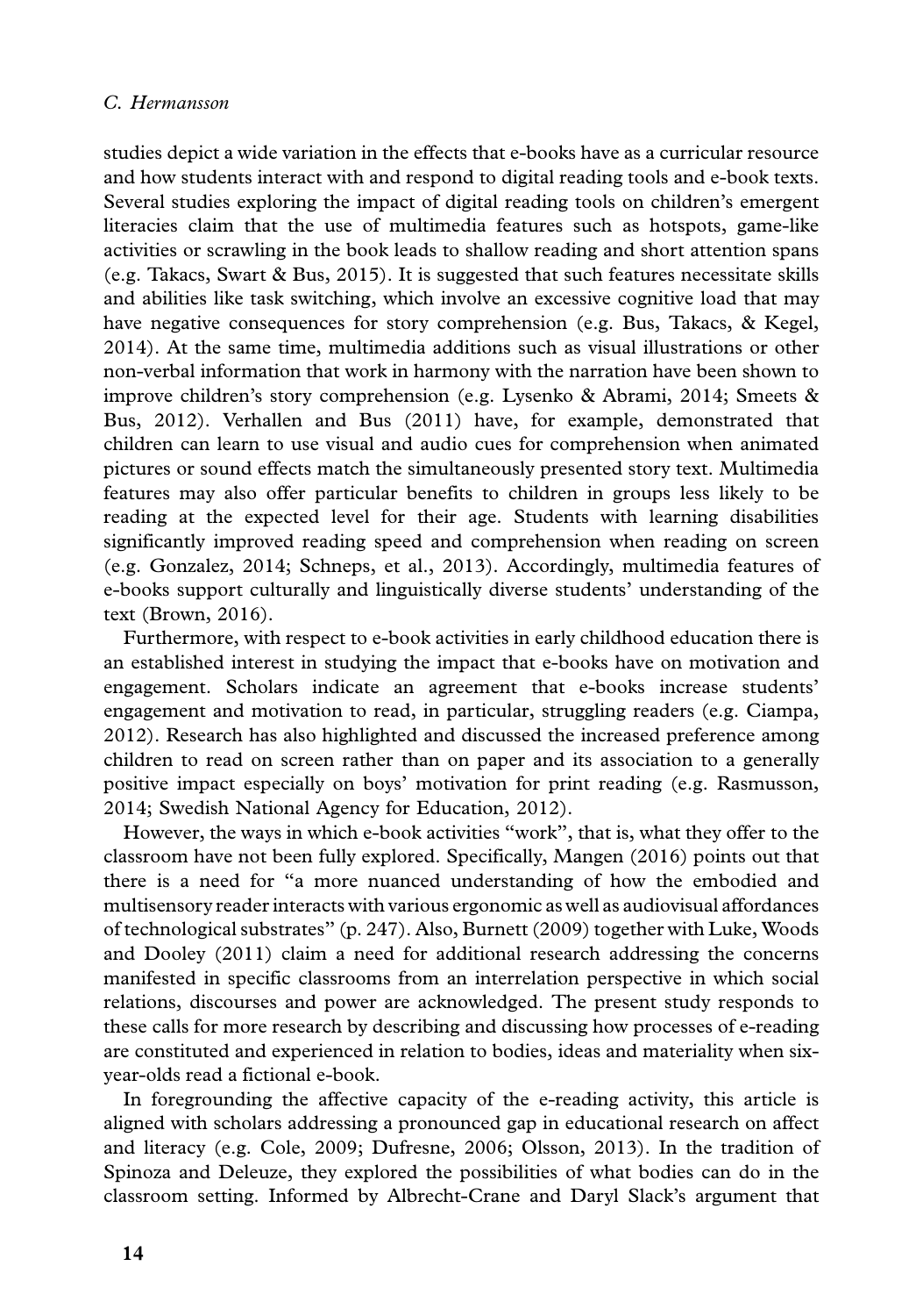studies depict a wide variation in the effects that e-books have as a curricular resource and how students interact with and respond to digital reading tools and e-book texts. Several studies exploring the impact of digital reading tools on children's emergent literacies claim that the use of multimedia features such as hotspots, game-like activities or scrawling in the book leads to shallow reading and short attention spans (e.g. Takacs, Swart & Bus, 2015). It is suggested that such features necessitate skills and abilities like task switching, which involve an excessive cognitive load that may have negative consequences for story comprehension (e.g. Bus, Takacs, & Kegel, 2014). At the same time, multimedia additions such as visual illustrations or other non-verbal information that work in harmony with the narration have been shown to improve children's story comprehension (e.g. Lysenko & Abrami, 2014; Smeets & Bus, 2012). Verhallen and Bus (2011) have, for example, demonstrated that children can learn to use visual and audio cues for comprehension when animated pictures or sound effects match the simultaneously presented story text. Multimedia features may also offer particular benefits to children in groups less likely to be reading at the expected level for their age. Students with learning disabilities significantly improved reading speed and comprehension when reading on screen (e.g. Gonzalez, 2014; Schneps, et al., 2013). Accordingly, multimedia features of e-books support culturally and linguistically diverse students' understanding of the text (Brown, 2016).

Furthermore, with respect to e-book activities in early childhood education there is an established interest in studying the impact that e-books have on motivation and engagement. Scholars indicate an agreement that e-books increase students' engagement and motivation to read, in particular, struggling readers (e.g. Ciampa, 2012). Research has also highlighted and discussed the increased preference among children to read on screen rather than on paper and its association to a generally positive impact especially on boys' motivation for print reading (e.g. Rasmusson, 2014; Swedish National Agency for Education, 2012).

However, the ways in which e-book activities "work", that is, what they offer to the classroom have not been fully explored. Specifically, Mangen (2016) points out that there is a need for "a more nuanced understanding of how the embodied and multisensory reader interacts with various ergonomic as well as audiovisual affordances of technological substrates" (p. 247). Also, Burnett (2009) together with Luke, Woods and Dooley (2011) claim a need for additional research addressing the concerns manifested in specific classrooms from an interrelation perspective in which social relations, discourses and power are acknowledged. The present study responds to these calls for more research by describing and discussing how processes of e-reading are constituted and experienced in relation to bodies, ideas and materiality when six-year-olds read a fictional e-book.

In foregrounding the affective capacity of the e-reading activity, this article is aligned with scholars addressing a pronounced gap in educational research on affect and literacy (e.g. Cole, 2009; Dufresne, 2006; Olsson, 2013). In the tradition of Spinoza and Deleuze, they explored the possibilities of what bodies can do in the classroom setting. Informed by Albrecht-Crane and Daryl Slack's argument that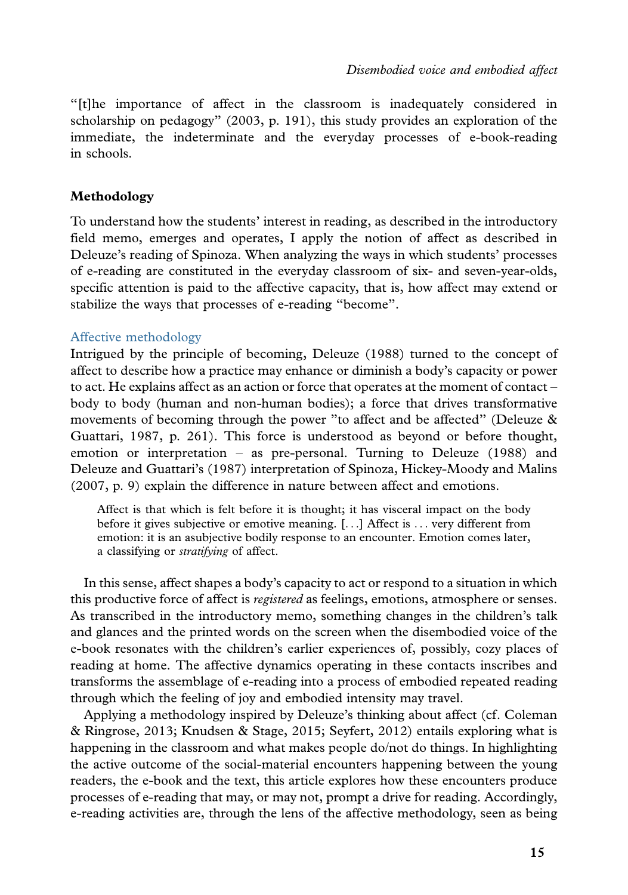"[t]he importance of affect in the classroom is inadequately considered in scholarship on pedagogy" (2003, p. 191), this study provides an exploration of the immediate, the indeterminate and the everyday processes of e-book-reading in schools.

## Methodology

To understand how the students' interest in reading, as described in the introductory field memo, emerges and operates, I apply the notion of affect as described in Deleuze's reading of Spinoza. When analyzing the ways in which students' processes of e-reading are constituted in the everyday classroom of six- and seven-year-olds, specific attention is paid to the affective capacity, that is, how affect may extend or stabilize the ways that processes of e-reading "become".

### Affective methodology

Intrigued by the principle of becoming, Deleuze (1988) turned to the concept of affect to describe how a practice may enhance or diminish a body's capacity or power to act. He explains affect as an action or force that operates at the moment of contact – body to body (human and non-human bodies); a force that drives transformative movements of becoming through the power "to affect and be affected" (Deleuze & Guattari, 1987, p. 261). This force is understood as beyond or before thought, emotion or interpretation – as pre-personal. Turning to Deleuze (1988) and Deleuze and Guattari's (1987) interpretation of Spinoza, Hickey-Moody and Malins (2007, p. 9) explain the difference in nature between affect and emotions.

> Affect is that which is felt before it is thought; it has visceral impact on the body before it gives subjective or emotive meaning. [...] Affect is ... very different from emotion: it is an asubjective bodily response to an encounter. Emotion comes later, a classifying or *stratifying* of affect.

In this sense, affect shapes a body's capacity to act or respond to a situation in which this productive force of affect is *registered* as feelings, emotions, atmosphere or senses. As transcribed in the introductory memo, something changes in the children's talk and glances and the printed words on the screen when the disembodied voice of the e-book resonates with the children's earlier experiences of, possibly, cozy places of reading at home. The affective dynamics operating in these contacts inscribes and transforms the assemblage of e-reading into a process of embodied repeated reading through which the feeling of joy and embodied intensity may travel.

Applying a methodology inspired by Deleuze's thinking about affect (cf. Coleman & Ringrose, 2013; Knudsen & Stage, 2015; Seyfert, 2012) entails exploring what is happening in the classroom and what makes people do/not do things. In highlighting the active outcome of the social-material encounters happening between the young readers, the e-book and the text, this article explores how these encounters produce processes of e-reading that may, or may not, prompt a drive for reading. Accordingly, e-reading activities are, through the lens of the affective methodology, seen as being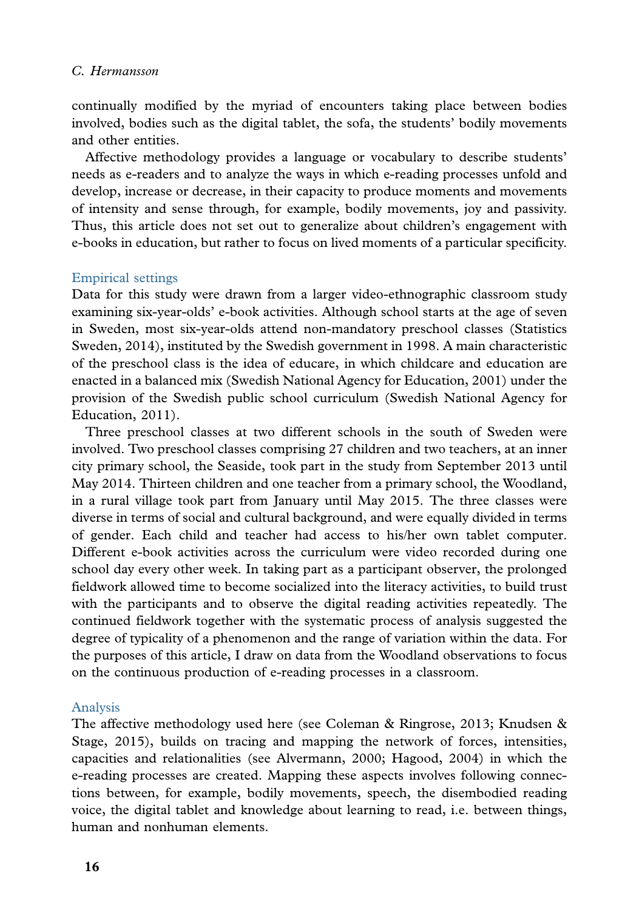continually modified by the myriad of encounters taking place between bodies involved, bodies such as the digital tablet, the sofa, the students' bodily movements and other entities.

Affective methodology provides a language or vocabulary to describe students' needs as e-readers and to analyze the ways in which e-reading processes unfold and develop, increase or decrease, in their capacity to produce moments and movements of intensity and sense through, for example, bodily movements, joy and passivity. Thus, this article does not set out to generalize about children's engagement with e-books in education, but rather to focus on lived moments of a particular specificity.

## Empirical settings

Data for this study were drawn from a larger video-ethnographic classroom study examining six-year-olds' e-book activities. Although school starts at the age of seven in Sweden, most six-year-olds attend non-mandatory preschool classes (Statistics Sweden, 2014), instituted by the Swedish government in 1998. A main characteristic of the preschool class is the idea of educare, in which childcare and education are enacted in a balanced mix (Swedish National Agency for Education, 2001) under the provision of the Swedish public school curriculum (Swedish National Agency for Education, 2011).

Three preschool classes at two different schools in the south of Sweden were involved. Two preschool classes comprising 27 children and two teachers, at an inner city primary school, the Seaside, took part in the study from September 2013 until May 2014. Thirteen children and one teacher from a primary school, the Woodland, in a rural village took part from January until May 2015. The three classes were diverse in terms of social and cultural background, and were equally divided in terms of gender. Each child and teacher had access to his/her own tablet computer. Different e-book activities across the curriculum were video recorded during one school day every other week. In taking part as a participant observer, the prolonged fieldwork allowed time to become socialized into the literacy activities, to build trust with the participants and to observe the digital reading activities repeatedly. The continued fieldwork together with the systematic process of analysis suggested the degree of typicality of a phenomenon and the range of variation within the data. For the purposes of this article, I draw on data from the Woodland observations to focus on the continuous production of e-reading processes in a classroom.

## Analysis

The affective methodology used here (see Coleman & Ringrose, 2013; Knudsen & Stage, 2015), builds on tracing and mapping the network of forces, intensities, capacities and relationalities (see Alvermann, 2000; Hagood, 2004) in which the e-reading processes are created. Mapping these aspects involves following connections between, for example, bodily movements, speech, the disembodied reading voice, the digital tablet and knowledge about learning to read, i.e. between things, human and nonhuman elements.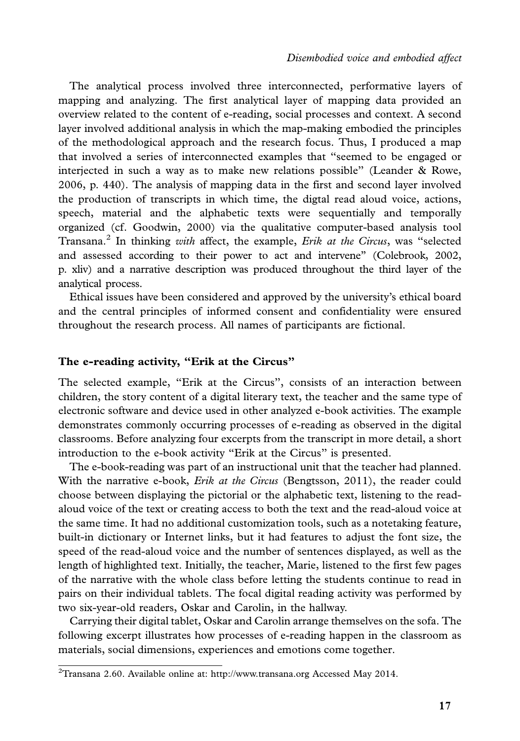The analytical process involved three interconnected, performative layers of mapping and analyzing. The first analytical layer of mapping data provided an overview related to the content of e-reading, social processes and context. A second layer involved additional analysis in which the map-making embodied the principles of the methodological approach and the research focus. Thus, I produced a map that involved a series of interconnected examples that "seemed to be engaged or interjected in such a way as to make new relations possible" (Leander & Rowe, 2006, p. 440). The analysis of mapping data in the first and second layer involved the production of transcripts in which time, the digtal read aloud voice, actions, speech, material and the alphabetic texts were sequentially and temporally organized (cf. Goodwin, 2000) via the qualitative computer-based analysis tool Transana.[2] In thinking *with* affect, the example, *Erik at the Circus*, was "selected and assessed according to their power to act and intervene" (Colebrook, 2002, p. xliv) and a narrative description was produced throughout the third layer of the analytical process.

Ethical issues have been considered and approved by the university's ethical board and the central principles of informed consent and confidentiality were ensured throughout the research process. All names of participants are fictional.

### The e-reading activity, "Erik at the Circus"

The selected example, "Erik at the Circus", consists of an interaction between children, the story content of a digital literary text, the teacher and the same type of electronic software and device used in other analyzed e-book activities. The example demonstrates commonly occurring processes of e-reading as observed in the digital classrooms. Before analyzing four excerpts from the transcript in more detail, a short introduction to the e-book activity "Erik at the Circus" is presented.

The e-book-reading was part of an instructional unit that the teacher had planned. With the narrative e-book, *Erik at the Circus* (Bengtsson, 2011), the reader could choose between displaying the pictorial or the alphabetic text, listening to the read-aloud voice of the text or creating access to both the text and the read-aloud voice at the same time. It had no additional customization tools, such as a notetaking feature, built-in dictionary or Internet links, but it had features to adjust the font size, the speed of the read-aloud voice and the number of sentences displayed, as well as the length of highlighted text. Initially, the teacher, Marie, listened to the first few pages of the narrative with the whole class before letting the students continue to read in pairs on their individual tablets. The focal digital reading activity was performed by two six-year-old readers, Oskar and Carolin, in the hallway.

Carrying their digital tablet, Oskar and Carolin arrange themselves on the sofa. The following excerpt illustrates how processes of e-reading happen in the classroom as materials, social dimensions, experiences and emotions come together.

---

[2]Transana 2.60. Available online at: http://www.transana.org Accessed May 2014.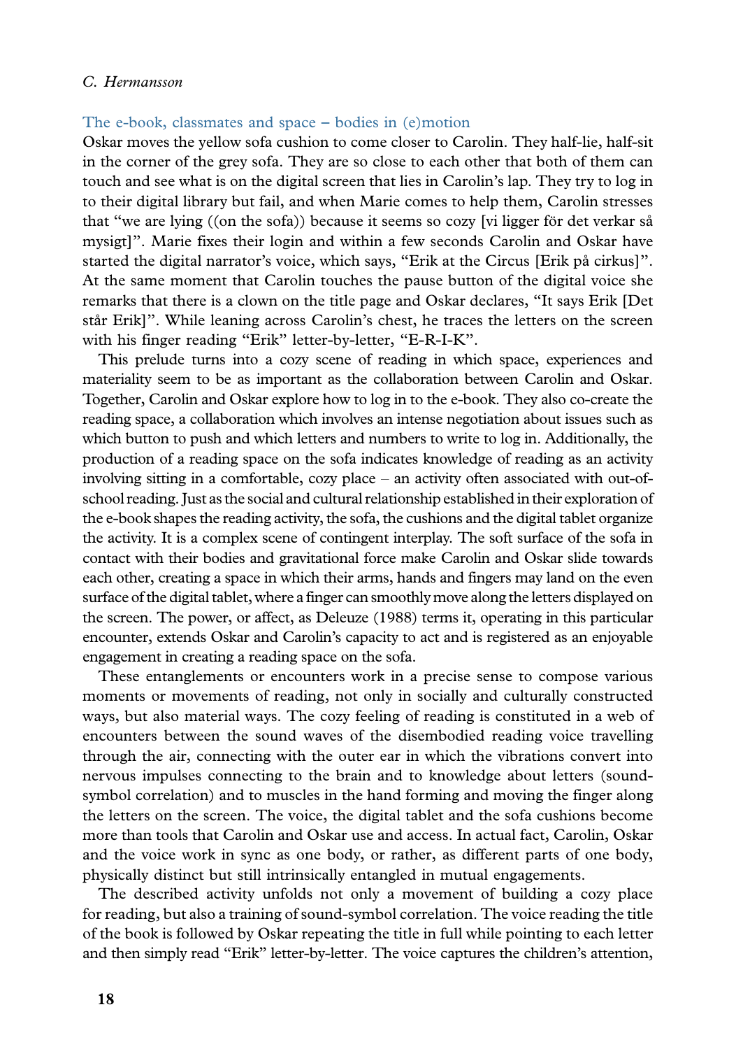### The e-book, classmates and space – bodies in (e)motion

Oskar moves the yellow sofa cushion to come closer to Carolin. They half-lie, half-sit in the corner of the grey sofa. They are so close to each other that both of them can touch and see what is on the digital screen that lies in Carolin's lap. They try to log in to their digital library but fail, and when Marie comes to help them, Carolin stresses that "we are lying ((on the sofa)) because it seems so cozy [vi ligger för det verkar så mysigt]". Marie fixes their login and within a few seconds Carolin and Oskar have started the digital narrator's voice, which says, "Erik at the Circus [Erik på cirkus]". At the same moment that Carolin touches the pause button of the digital voice she remarks that there is a clown on the title page and Oskar declares, "It says Erik [Det står Erik]". While leaning across Carolin's chest, he traces the letters on the screen with his finger reading "Erik" letter-by-letter, "E-R-I-K".

This prelude turns into a cozy scene of reading in which space, experiences and materiality seem to be as important as the collaboration between Carolin and Oskar. Together, Carolin and Oskar explore how to log in to the e-book. They also co-create the reading space, a collaboration which involves an intense negotiation about issues such as which button to push and which letters and numbers to write to log in. Additionally, the production of a reading space on the sofa indicates knowledge of reading as an activity involving sitting in a comfortable, cozy place – an activity often associated with out-of-school reading. Just as the social and cultural relationship established in their exploration of the e-book shapes the reading activity, the sofa, the cushions and the digital tablet organize the activity. It is a complex scene of contingent interplay. The soft surface of the sofa in contact with their bodies and gravitational force make Carolin and Oskar slide towards each other, creating a space in which their arms, hands and fingers may land on the even surface of the digital tablet, where a finger can smoothly move along the letters displayed on the screen. The power, or affect, as Deleuze (1988) terms it, operating in this particular encounter, extends Oskar and Carolin's capacity to act and is registered as an enjoyable engagement in creating a reading space on the sofa.

These entanglements or encounters work in a precise sense to compose various moments or movements of reading, not only in socially and culturally constructed ways, but also material ways. The cozy feeling of reading is constituted in a web of encounters between the sound waves of the disembodied reading voice travelling through the air, connecting with the outer ear in which the vibrations convert into nervous impulses connecting to the brain and to knowledge about letters (sound-symbol correlation) and to muscles in the hand forming and moving the finger along the letters on the screen. The voice, the digital tablet and the sofa cushions become more than tools that Carolin and Oskar use and access. In actual fact, Carolin, Oskar and the voice work in sync as one body, or rather, as different parts of one body, physically distinct but still intrinsically entangled in mutual engagements.

The described activity unfolds not only a movement of building a cozy place for reading, but also a training of sound-symbol correlation. The voice reading the title of the book is followed by Oskar repeating the title in full while pointing to each letter and then simply read "Erik" letter-by-letter. The voice captures the children's attention,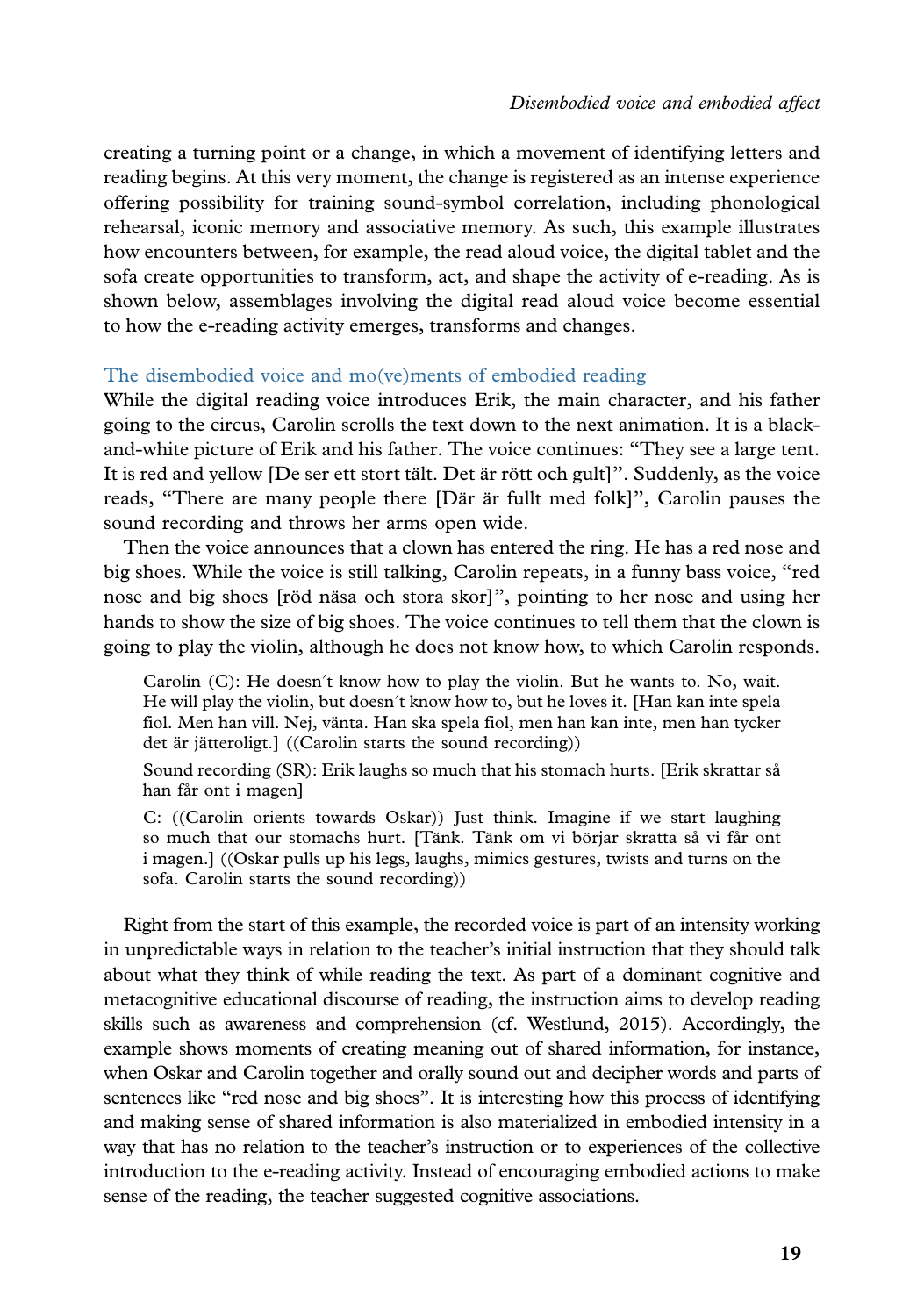creating a turning point or a change, in which a movement of identifying letters and reading begins. At this very moment, the change is registered as an intense experience offering possibility for training sound-symbol correlation, including phonological rehearsal, iconic memory and associative memory. As such, this example illustrates how encounters between, for example, the read aloud voice, the digital tablet and the sofa create opportunities to transform, act, and shape the activity of e-reading. As is shown below, assemblages involving the digital read aloud voice become essential to how the e-reading activity emerges, transforms and changes.

### The disembodied voice and mo(ve)ments of embodied reading

While the digital reading voice introduces Erik, the main character, and his father going to the circus, Carolin scrolls the text down to the next animation. It is a black-and-white picture of Erik and his father. The voice continues: "They see a large tent. It is red and yellow [De ser ett stort tält. Det är rött och gult]". Suddenly, as the voice reads, "There are many people there [Där är fullt med folk]", Carolin pauses the sound recording and throws her arms open wide.

Then the voice announces that a clown has entered the ring. He has a red nose and big shoes. While the voice is still talking, Carolin repeats, in a funny bass voice, "red nose and big shoes [röd näsa och stora skor]", pointing to her nose and using her hands to show the size of big shoes. The voice continues to tell them that the clown is going to play the violin, although he does not know how, to which Carolin responds.

> Carolin (C): He doesn´t know how to play the violin. But he wants to. No, wait. He will play the violin, but doesn´t know how to, but he loves it. [Han kan inte spela fiol. Men han vill. Nej, vänta. Han ska spela fiol, men han kan inte, men han tycker det är jätteroligt.] ((Carolin starts the sound recording))
>
> Sound recording (SR): Erik laughs so much that his stomach hurts. [Erik skrattar så han får ont i magen]
>
> C: ((Carolin orients towards Oskar)) Just think. Imagine if we start laughing so much that our stomachs hurt. [Tänk. Tänk om vi börjar skratta så vi får ont i magen.] ((Oskar pulls up his legs, laughs, mimics gestures, twists and turns on the sofa. Carolin starts the sound recording))

Right from the start of this example, the recorded voice is part of an intensity working in unpredictable ways in relation to the teacher's initial instruction that they should talk about what they think of while reading the text. As part of a dominant cognitive and metacognitive educational discourse of reading, the instruction aims to develop reading skills such as awareness and comprehension (cf. Westlund, 2015). Accordingly, the example shows moments of creating meaning out of shared information, for instance, when Oskar and Carolin together and orally sound out and decipher words and parts of sentences like "red nose and big shoes". It is interesting how this process of identifying and making sense of shared information is also materialized in embodied intensity in a way that has no relation to the teacher's instruction or to experiences of the collective introduction to the e-reading activity. Instead of encouraging embodied actions to make sense of the reading, the teacher suggested cognitive associations.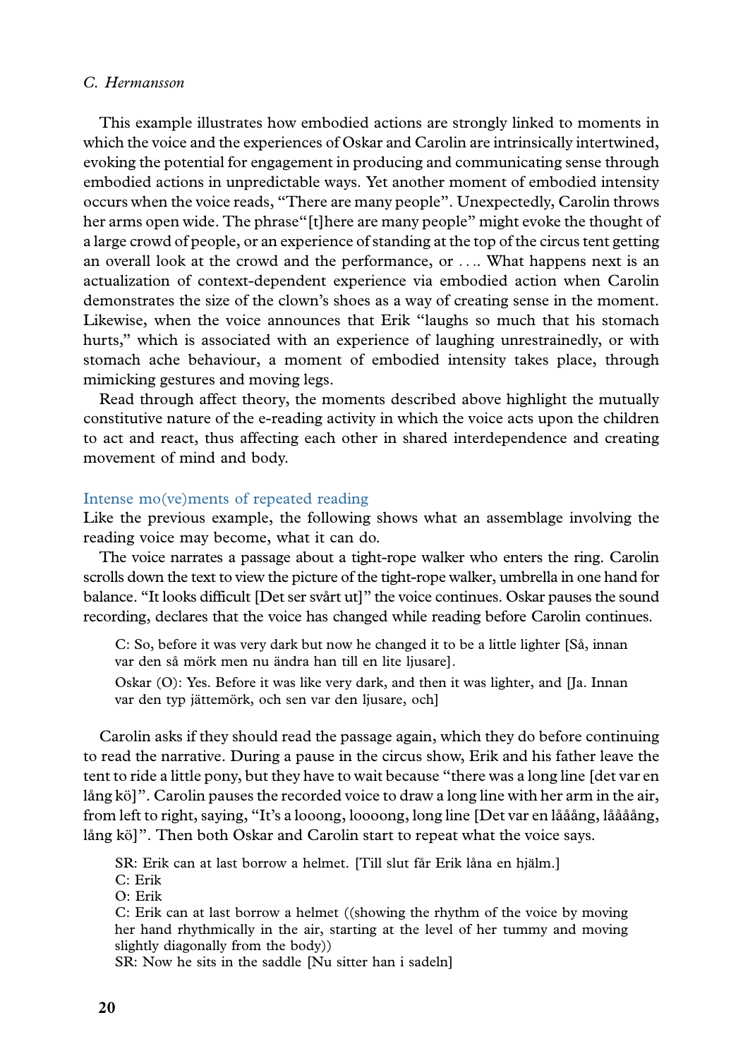This example illustrates how embodied actions are strongly linked to moments in which the voice and the experiences of Oskar and Carolin are intrinsically intertwined, evoking the potential for engagement in producing and communicating sense through embodied actions in unpredictable ways. Yet another moment of embodied intensity occurs when the voice reads, "There are many people". Unexpectedly, Carolin throws her arms open wide. The phrase"[t]here are many people" might evoke the thought of a large crowd of people, or an experience of standing at the top of the circus tent getting an overall look at the crowd and the performance, or …. What happens next is an actualization of context-dependent experience via embodied action when Carolin demonstrates the size of the clown's shoes as a way of creating sense in the moment. Likewise, when the voice announces that Erik "laughs so much that his stomach hurts," which is associated with an experience of laughing unrestrainedly, or with stomach ache behaviour, a moment of embodied intensity takes place, through mimicking gestures and moving legs.

Read through affect theory, the moments described above highlight the mutually constitutive nature of the e-reading activity in which the voice acts upon the children to act and react, thus affecting each other in shared interdependence and creating movement of mind and body.

### Intense mo(ve)ments of repeated reading

Like the previous example, the following shows what an assemblage involving the reading voice may become, what it can do.

The voice narrates a passage about a tight-rope walker who enters the ring. Carolin scrolls down the text to view the picture of the tight-rope walker, umbrella in one hand for balance. "It looks difficult [Det ser svårt ut]" the voice continues. Oskar pauses the sound recording, declares that the voice has changed while reading before Carolin continues.

> C: So, before it was very dark but now he changed it to be a little lighter [Så, innan var den så mörk men nu ändra han till en lite ljusare].
>
> Oskar (O): Yes. Before it was like very dark, and then it was lighter, and [Ja. Innan var den typ jättemörk, och sen var den ljusare, och]

Carolin asks if they should read the passage again, which they do before continuing to read the narrative. During a pause in the circus show, Erik and his father leave the tent to ride a little pony, but they have to wait because "there was a long line [det var en lång kö]". Carolin pauses the recorded voice to draw a long line with her arm in the air, from left to right, saying, "It's a looong, loooong, long line [Det var en lååång, låååång, lång kö]". Then both Oskar and Carolin start to repeat what the voice says.

> SR: Erik can at last borrow a helmet. [Till slut får Erik låna en hjälm.]
>
> C: Erik
>
> O: Erik
>
> C: Erik can at last borrow a helmet ((showing the rhythm of the voice by moving her hand rhythmically in the air, starting at the level of her tummy and moving slightly diagonally from the body))
>
> SR: Now he sits in the saddle [Nu sitter han i sadeln]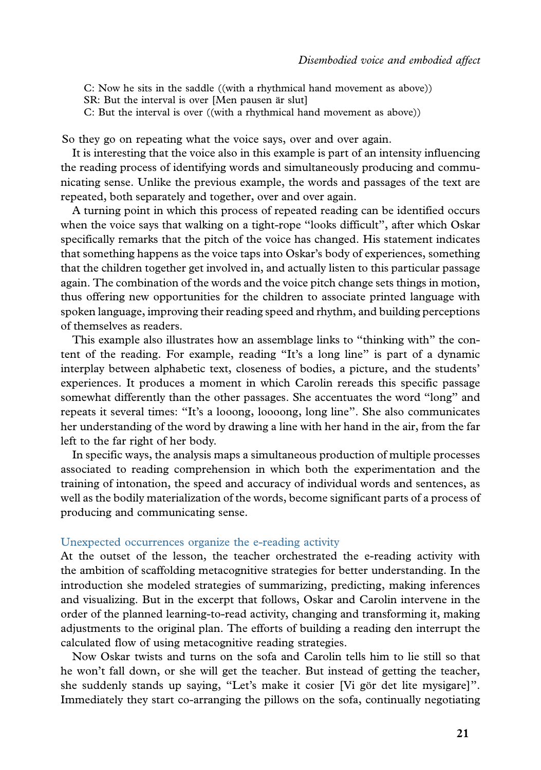C: Now he sits in the saddle ((with a rhythmical hand movement as above))
SR: But the interval is over [Men pausen är slut]
C: But the interval is over ((with a rhythmical hand movement as above))

So they go on repeating what the voice says, over and over again.

It is interesting that the voice also in this example is part of an intensity influencing the reading process of identifying words and simultaneously producing and communicating sense. Unlike the previous example, the words and passages of the text are repeated, both separately and together, over and over again.

A turning point in which this process of repeated reading can be identified occurs when the voice says that walking on a tight-rope "looks difficult", after which Oskar specifically remarks that the pitch of the voice has changed. His statement indicates that something happens as the voice taps into Oskar's body of experiences, something that the children together get involved in, and actually listen to this particular passage again. The combination of the words and the voice pitch change sets things in motion, thus offering new opportunities for the children to associate printed language with spoken language, improving their reading speed and rhythm, and building perceptions of themselves as readers.

This example also illustrates how an assemblage links to "thinking with" the content of the reading. For example, reading "It's a long line" is part of a dynamic interplay between alphabetic text, closeness of bodies, a picture, and the students' experiences. It produces a moment in which Carolin rereads this specific passage somewhat differently than the other passages. She accentuates the word "long" and repeats it several times: "It's a looong, loooong, long line". She also communicates her understanding of the word by drawing a line with her hand in the air, from the far left to the far right of her body.

In specific ways, the analysis maps a simultaneous production of multiple processes associated to reading comprehension in which both the experimentation and the training of intonation, the speed and accuracy of individual words and sentences, as well as the bodily materialization of the words, become significant parts of a process of producing and communicating sense.

## Unexpected occurrences organize the e-reading activity

At the outset of the lesson, the teacher orchestrated the e-reading activity with the ambition of scaffolding metacognitive strategies for better understanding. In the introduction she modeled strategies of summarizing, predicting, making inferences and visualizing. But in the excerpt that follows, Oskar and Carolin intervene in the order of the planned learning-to-read activity, changing and transforming it, making adjustments to the original plan. The efforts of building a reading den interrupt the calculated flow of using metacognitive reading strategies.

Now Oskar twists and turns on the sofa and Carolin tells him to lie still so that he won't fall down, or she will get the teacher. But instead of getting the teacher, she suddenly stands up saying, "Let's make it cosier [Vi gör det lite mysigare]". Immediately they start co-arranging the pillows on the sofa, continually negotiating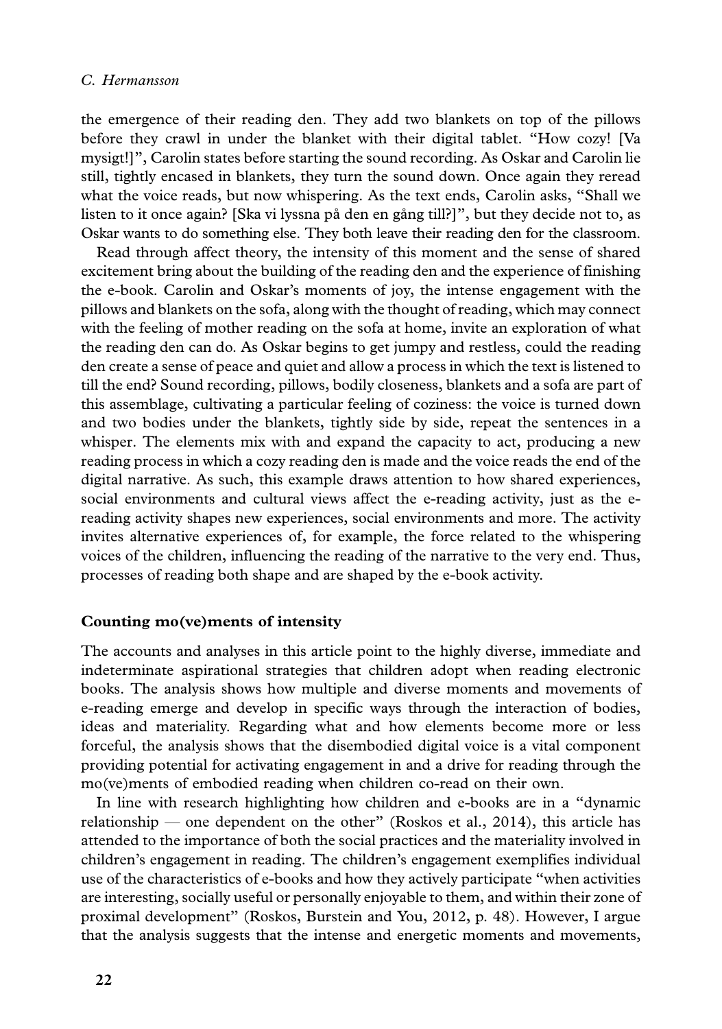the emergence of their reading den. They add two blankets on top of the pillows before they crawl in under the blanket with their digital tablet. "How cozy! [Va mysigt!]", Carolin states before starting the sound recording. As Oskar and Carolin lie still, tightly encased in blankets, they turn the sound down. Once again they reread what the voice reads, but now whispering. As the text ends, Carolin asks, "Shall we listen to it once again? [Ska vi lyssna på den en gång till?]", but they decide not to, as Oskar wants to do something else. They both leave their reading den for the classroom.

Read through affect theory, the intensity of this moment and the sense of shared excitement bring about the building of the reading den and the experience of finishing the e-book. Carolin and Oskar's moments of joy, the intense engagement with the pillows and blankets on the sofa, along with the thought of reading, which may connect with the feeling of mother reading on the sofa at home, invite an exploration of what the reading den can do. As Oskar begins to get jumpy and restless, could the reading den create a sense of peace and quiet and allow a process in which the text is listened to till the end? Sound recording, pillows, bodily closeness, blankets and a sofa are part of this assemblage, cultivating a particular feeling of coziness: the voice is turned down and two bodies under the blankets, tightly side by side, repeat the sentences in a whisper. The elements mix with and expand the capacity to act, producing a new reading process in which a cozy reading den is made and the voice reads the end of the digital narrative. As such, this example draws attention to how shared experiences, social environments and cultural views affect the e-reading activity, just as the e-reading activity shapes new experiences, social environments and more. The activity invites alternative experiences of, for example, the force related to the whispering voices of the children, influencing the reading of the narrative to the very end. Thus, processes of reading both shape and are shaped by the e-book activity.

## Counting mo(ve)ments of intensity

The accounts and analyses in this article point to the highly diverse, immediate and indeterminate aspirational strategies that children adopt when reading electronic books. The analysis shows how multiple and diverse moments and movements of e-reading emerge and develop in specific ways through the interaction of bodies, ideas and materiality. Regarding what and how elements become more or less forceful, the analysis shows that the disembodied digital voice is a vital component providing potential for activating engagement in and a drive for reading through the mo(ve)ments of embodied reading when children co-read on their own.

In line with research highlighting how children and e-books are in a "dynamic relationship — one dependent on the other" (Roskos et al., 2014), this article has attended to the importance of both the social practices and the materiality involved in children's engagement in reading. The children's engagement exemplifies individual use of the characteristics of e-books and how they actively participate "when activities are interesting, socially useful or personally enjoyable to them, and within their zone of proximal development" (Roskos, Burstein and You, 2012, p. 48). However, I argue that the analysis suggests that the intense and energetic moments and movements,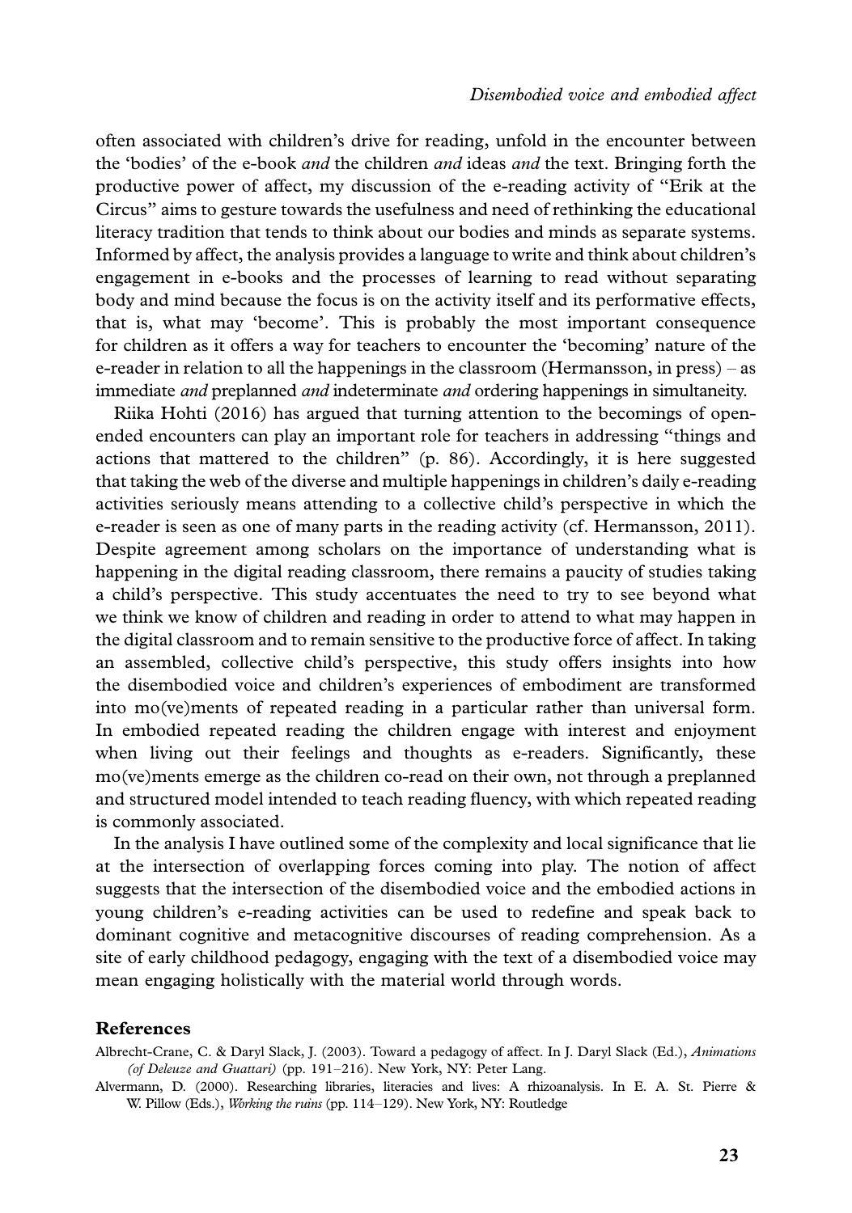often associated with children's drive for reading, unfold in the encounter between the 'bodies' of the e-book *and* the children *and* ideas *and* the text. Bringing forth the productive power of affect, my discussion of the e-reading activity of "Erik at the Circus" aims to gesture towards the usefulness and need of rethinking the educational literacy tradition that tends to think about our bodies and minds as separate systems. Informed by affect, the analysis provides a language to write and think about children's engagement in e-books and the processes of learning to read without separating body and mind because the focus is on the activity itself and its performative effects, that is, what may 'become'. This is probably the most important consequence for children as it offers a way for teachers to encounter the 'becoming' nature of the e-reader in relation to all the happenings in the classroom (Hermansson, in press) – as immediate *and* preplanned *and* indeterminate *and* ordering happenings in simultaneity.

Riika Hohti (2016) has argued that turning attention to the becomings of open-ended encounters can play an important role for teachers in addressing "things and actions that mattered to the children" (p. 86). Accordingly, it is here suggested that taking the web of the diverse and multiple happenings in children's daily e-reading activities seriously means attending to a collective child's perspective in which the e-reader is seen as one of many parts in the reading activity (cf. Hermansson, 2011). Despite agreement among scholars on the importance of understanding what is happening in the digital reading classroom, there remains a paucity of studies taking a child's perspective. This study accentuates the need to try to see beyond what we think we know of children and reading in order to attend to what may happen in the digital classroom and to remain sensitive to the productive force of affect. In taking an assembled, collective child's perspective, this study offers insights into how the disembodied voice and children's experiences of embodiment are transformed into mo(ve)ments of repeated reading in a particular rather than universal form. In embodied repeated reading the children engage with interest and enjoyment when living out their feelings and thoughts as e-readers. Significantly, these mo(ve)ments emerge as the children co-read on their own, not through a preplanned and structured model intended to teach reading fluency, with which repeated reading is commonly associated.

In the analysis I have outlined some of the complexity and local significance that lie at the intersection of overlapping forces coming into play. The notion of affect suggests that the intersection of the disembodied voice and the embodied actions in young children's e-reading activities can be used to redefine and speak back to dominant cognitive and metacognitive discourses of reading comprehension. As a site of early childhood pedagogy, engaging with the text of a disembodied voice may mean engaging holistically with the material world through words.

## References

Albrecht-Crane, C. & Daryl Slack, J. (2003). Toward a pedagogy of affect. In J. Daryl Slack (Ed.), *Animations (of Deleuze and Guattari)* (pp. 191–216). New York, NY: Peter Lang.

Alvermann, D. (2000). Researching libraries, literacies and lives: A rhizoanalysis. In E. A. St. Pierre & W. Pillow (Eds.), *Working the ruins* (pp. 114–129). New York, NY: Routledge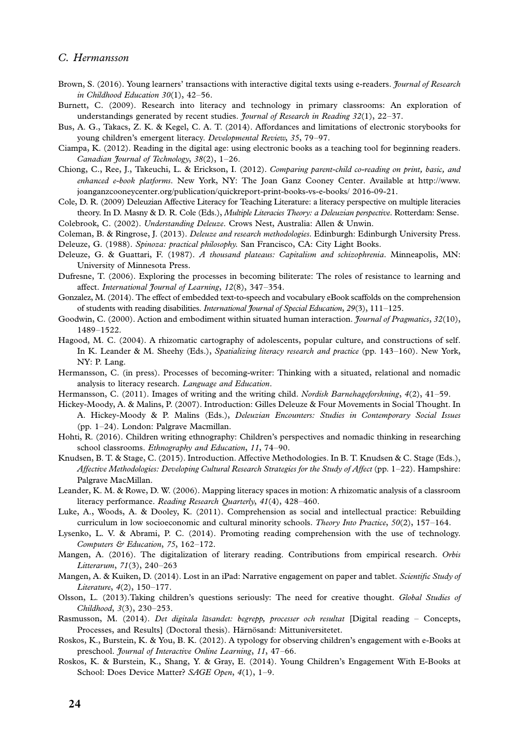Brown, S. (2016). Young learners' transactions with interactive digital texts using e-readers. *Journal of Research in Childhood Education 30*(1), 42–56.

Burnett, C. (2009). Research into literacy and technology in primary classrooms: An exploration of understandings generated by recent studies. *Journal of Research in Reading 32*(1), 22–37.

Bus, A. G., Takacs, Z. K. & Kegel, C. A. T. (2014). Affordances and limitations of electronic storybooks for young children's emergent literacy. *Developmental Review*, *35*, 79–97.

Ciampa, K. (2012). Reading in the digital age: using electronic books as a teaching tool for beginning readers. *Canadian Journal of Technology*, *38*(2), 1–26.

Chiong, C., Ree, J., Takeuchi, L. & Erickson, I. (2012). *Comparing parent-child co-reading on print, basic, and enhanced e-book platforms*. New York, NY: The Joan Ganz Cooney Center. Available at http://www.joanganzcooneycenter.org/publication/quickreport-print-books-vs-e-books/ 2016-09-21.

Cole, D. R. (2009) Deleuzian Affective Literacy for Teaching Literature: a literacy perspective on multiple literacies theory. In D. Masny & D. R. Cole (Eds.), *Multiple Literacies Theory: a Deleuzian perspective*. Rotterdam: Sense.

Colebrook, C. (2002). *Understanding Deleuze*. Crows Nest, Australia: Allen & Unwin.

Coleman, B. & Ringrose, J. (2013). *Deleuze and research methodologies*. Edinburgh: Edinburgh University Press.

Deleuze, G. (1988). *Spinoza: practical philosophy.* San Francisco, CA: City Light Books.

Deleuze, G. & Guattari, F. (1987). *A thousand plateaus: Capitalism and schizophrenia*. Minneapolis, MN: University of Minnesota Press.

Dufresne, T. (2006). Exploring the processes in becoming biliterate: The roles of resistance to learning and affect. *International Journal of Learning*, *12*(8), 347–354.

Gonzalez, M. (2014). The effect of embedded text-to-speech and vocabulary eBook scaffolds on the comprehension of students with reading disabilities. *International Journal of Special Education*, *29*(3), 111–125.

Goodwin, C. (2000). Action and embodiment within situated human interaction. *Journal of Pragmatics*, *32*(10), 1489–1522.

Hagood, M. C. (2004). A rhizomatic cartography of adolescents, popular culture, and constructions of self. In K. Leander & M. Sheehy (Eds.), *Spatializing literacy research and practice* (pp. 143–160). New York, NY: P. Lang.

Hermansson, C. (in press). Processes of becoming-writer: Thinking with a situated, relational and nomadic analysis to literacy research. *Language and Education*.

Hermansson, C. (2011). Images of writing and the writing child. *Nordisk Barnehageforskning*, *4*(2), 41–59.

Hickey-Moody, A. & Malins, P. (2007). Introduction: Gilles Deleuze & Four Movements in Social Thought. In A. Hickey-Moody & P. Malins (Eds.), *Deleuzian Encounters: Studies in Contemporary Social Issues* (pp. 1–24). London: Palgrave Macmillan.

Hohti, R. (2016). Children writing ethnography: Children's perspectives and nomadic thinking in researching school classrooms. *Ethnography and Education*, *11*, 74–90.

Knudsen, B. T. & Stage, C. (2015). Introduction. Affective Methodologies. In B. T. Knudsen & C. Stage (Eds.), *Affective Methodologies: Developing Cultural Research Strategies for the Study of Affect* (pp. 1–22). Hampshire: Palgrave MacMillan.

Leander, K. M. & Rowe, D. W. (2006). Mapping literacy spaces in motion: A rhizomatic analysis of a classroom literacy performance. *Reading Research Quarterly*, *41*(4), 428–460.

Luke, A., Woods, A. & Dooley, K. (2011). Comprehension as social and intellectual practice: Rebuilding curriculum in low socioeconomic and cultural minority schools. *Theory Into Practice*, *50*(2), 157–164.

Lysenko, L. V. & Abrami, P. C. (2014). Promoting reading comprehension with the use of technology. *Computers & Education*, *75*, 162–172.

Mangen, A. (2016). The digitalization of literary reading. Contributions from empirical research. *Orbis Litterarum*, *71*(3), 240–263

Mangen, A. & Kuiken, D. (2014). Lost in an iPad: Narrative engagement on paper and tablet. *Scientific Study of Literature*, *4*(2), 150–177.

Olsson, L. (2013).Taking children's questions seriously: The need for creative thought. *Global Studies of Childhood*, *3*(3), 230–253.

Rasmusson, M. (2014). *Det digitala läsandet: begrepp, processer och resultat* [Digital reading – Concepts, Processes, and Results] (Doctoral thesis). Härnösand: Mittuniversitetet.

Roskos, K., Burstein, K. & You, B. K. (2012). A typology for observing children's engagement with e-Books at preschool. *Journal of Interactive Online Learning*, *11*, 47–66.

Roskos, K. & Burstein, K., Shang, Y. & Gray, E. (2014). Young Children's Engagement With E-Books at School: Does Device Matter? *SAGE Open*, *4*(1), 1–9.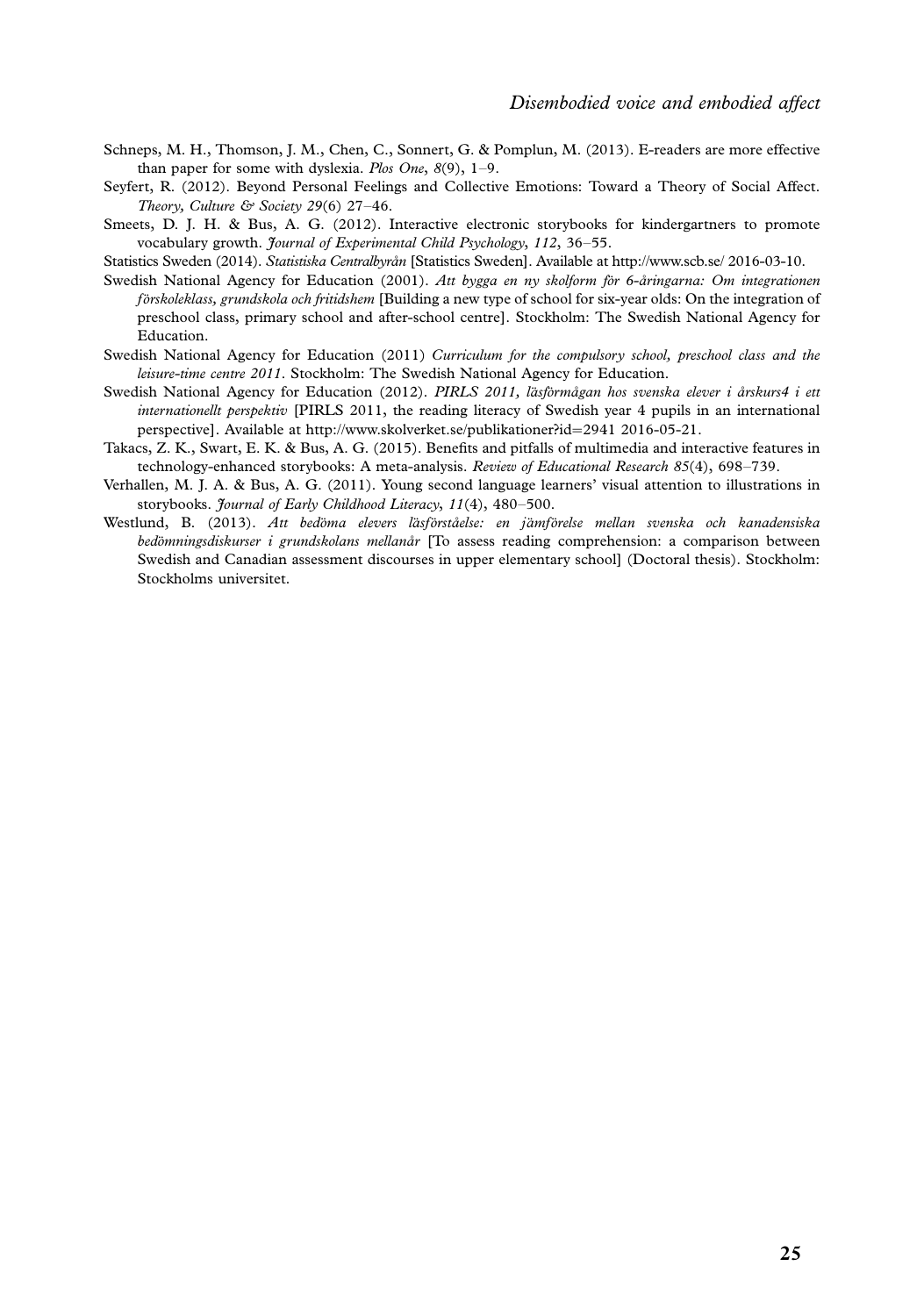Schneps, M. H., Thomson, J. M., Chen, C., Sonnert, G. & Pomplun, M. (2013). E-readers are more effective than paper for some with dyslexia. *Plos One*, *8*(9), 1–9.

Seyfert, R. (2012). Beyond Personal Feelings and Collective Emotions: Toward a Theory of Social Affect. *Theory, Culture & Society 29*(6) 27–46.

Smeets, D. J. H. & Bus, A. G. (2012). Interactive electronic storybooks for kindergartners to promote vocabulary growth. *Journal of Experimental Child Psychology*, *112*, 36–55.

Statistics Sweden (2014). *Statistiska Centralbyrån* [Statistics Sweden]. Available at http://www.scb.se/ 2016-03-10.

Swedish National Agency for Education (2001). *Att bygga en ny skolform för 6-åringarna: Om integrationen förskoleklass, grundskola och fritidshem* [Building a new type of school for six-year olds: On the integration of preschool class, primary school and after-school centre]. Stockholm: The Swedish National Agency for Education.

Swedish National Agency for Education (2011) *Curriculum for the compulsory school, preschool class and the leisure-time centre 2011*. Stockholm: The Swedish National Agency for Education.

Swedish National Agency for Education (2012). *PIRLS 2011, läsförmågan hos svenska elever i årskurs4 i ett internationellt perspektiv* [PIRLS 2011, the reading literacy of Swedish year 4 pupils in an international perspective]. Available at http://www.skolverket.se/publikationer?id=2941 2016-05-21.

Takacs, Z. K., Swart, E. K. & Bus, A. G. (2015). Benefits and pitfalls of multimedia and interactive features in technology-enhanced storybooks: A meta-analysis. *Review of Educational Research 85*(4), 698–739.

Verhallen, M. J. A. & Bus, A. G. (2011). Young second language learners' visual attention to illustrations in storybooks. *Journal of Early Childhood Literacy*, *11*(4), 480–500.

Westlund, B. (2013). *Att bedöma elevers läsförståelse: en jämförelse mellan svenska och kanadensiska bedömningsdiskurser i grundskolans mellanår* [To assess reading comprehension: a comparison between Swedish and Canadian assessment discourses in upper elementary school] (Doctoral thesis). Stockholm: Stockholms universitet.